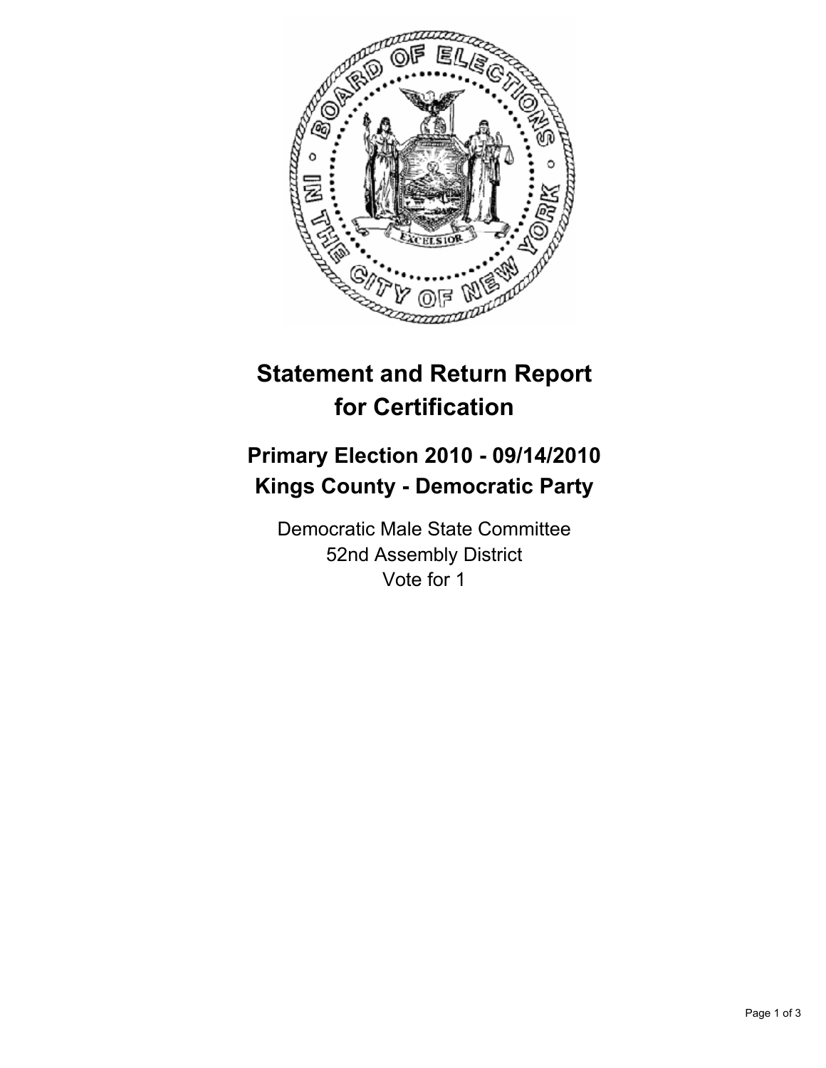# Statement and Return Report for Certification

## Primary Election 2010 - 09/14/2010
## Kings County - Democratic Party

Democratic Male State Committee
52nd Assembly District
Vote for 1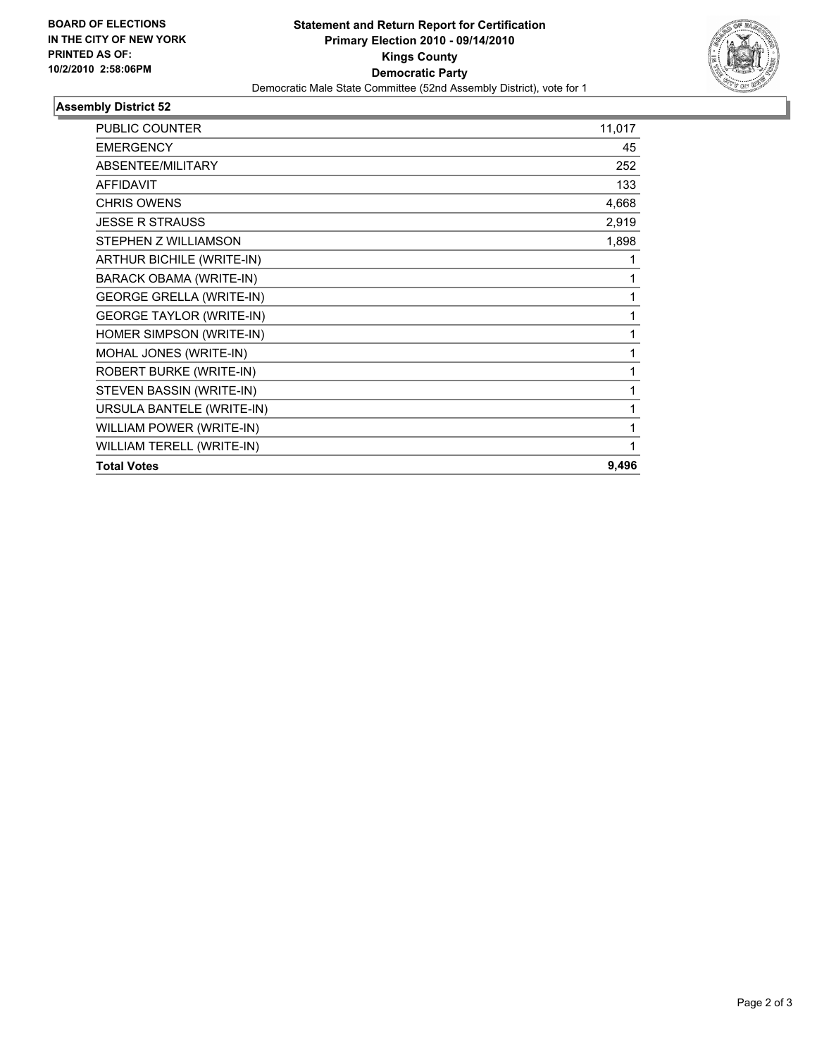**BOARD OF ELECTIONS IN THE CITY OF NEW YORK PRINTED AS OF: 10/2/2010 2:58:06PM**

# Statement and Return Report for Certification
## Primary Election 2010 - 09/14/2010
## Kings County
## Democratic Party

Democratic Male State Committee (52nd Assembly District), vote for 1

### Assembly District 52

| | |
|---|---|
| PUBLIC COUNTER | 11,017 |
| EMERGENCY | 45 |
| ABSENTEE/MILITARY | 252 |
| AFFIDAVIT | 133 |
| CHRIS OWENS | 4,668 |
| JESSE R STRAUSS | 2,919 |
| STEPHEN Z WILLIAMSON | 1,898 |
| ARTHUR BICHILE (WRITE-IN) | 1 |
| BARACK OBAMA (WRITE-IN) | 1 |
| GEORGE GRELLA (WRITE-IN) | 1 |
| GEORGE TAYLOR (WRITE-IN) | 1 |
| HOMER SIMPSON (WRITE-IN) | 1 |
| MOHAL JONES (WRITE-IN) | 1 |
| ROBERT BURKE (WRITE-IN) | 1 |
| STEVEN BASSIN (WRITE-IN) | 1 |
| URSULA BANTELE (WRITE-IN) | 1 |
| WILLIAM POWER (WRITE-IN) | 1 |
| WILLIAM TERELL (WRITE-IN) | 1 |
| **Total Votes** | **9,496** |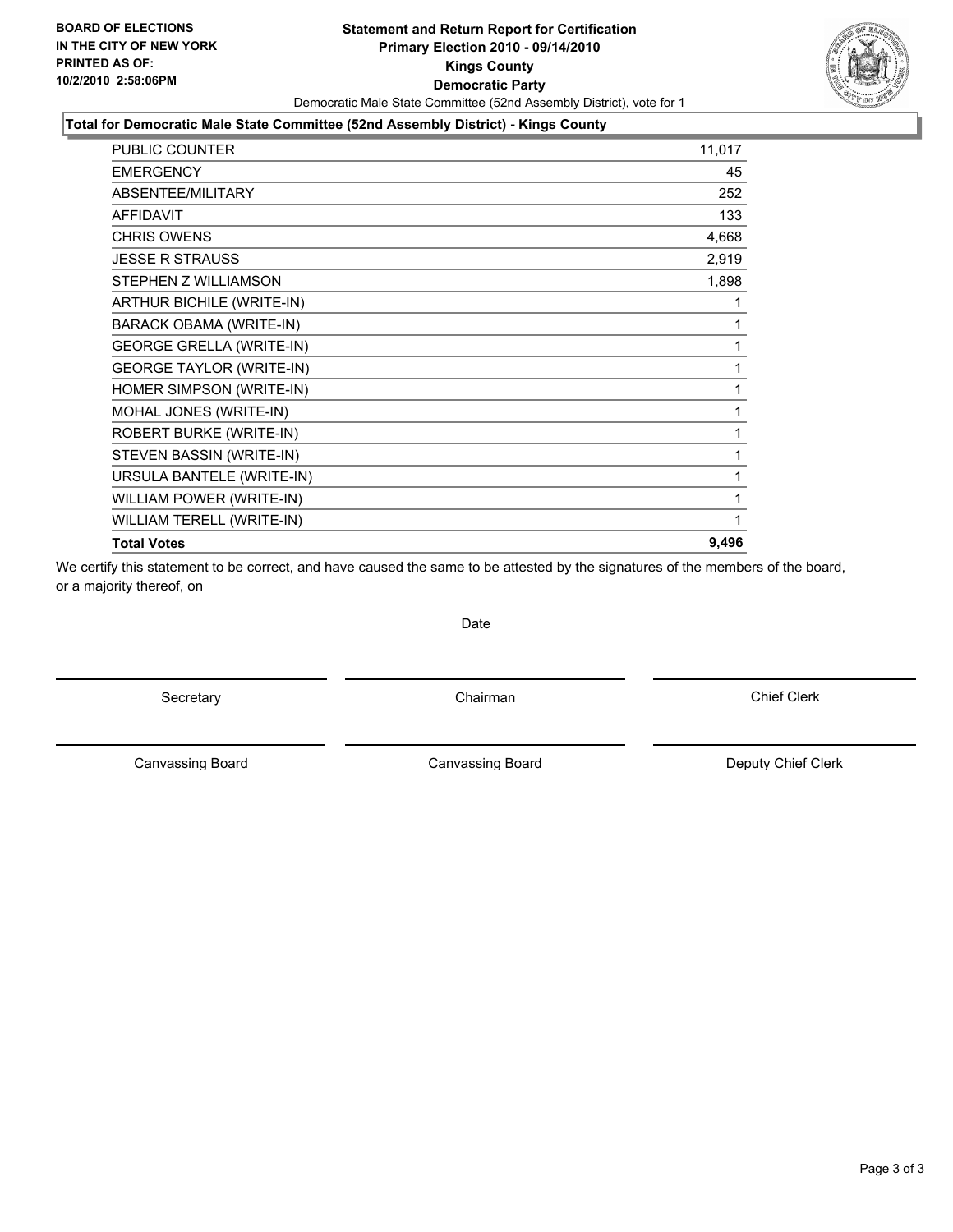**BOARD OF ELECTIONS IN THE CITY OF NEW YORK PRINTED AS OF: 10/2/2010 2:58:06PM**

**Statement and Return Report for Certification**
**Primary Election 2010 - 09/14/2010**
**Kings County**
**Democratic Party**
Democratic Male State Committee (52nd Assembly District), vote for 1

**Total for Democratic Male State Committee (52nd Assembly District) - Kings County**

| | |
|---|---|
| PUBLIC COUNTER | 11,017 |
| EMERGENCY | 45 |
| ABSENTEE/MILITARY | 252 |
| AFFIDAVIT | 133 |
| CHRIS OWENS | 4,668 |
| JESSE R STRAUSS | 2,919 |
| STEPHEN Z WILLIAMSON | 1,898 |
| ARTHUR BICHILE (WRITE-IN) | 1 |
| BARACK OBAMA (WRITE-IN) | 1 |
| GEORGE GRELLA (WRITE-IN) | 1 |
| GEORGE TAYLOR (WRITE-IN) | 1 |
| HOMER SIMPSON (WRITE-IN) | 1 |
| MOHAL JONES (WRITE-IN) | 1 |
| ROBERT BURKE (WRITE-IN) | 1 |
| STEVEN BASSIN (WRITE-IN) | 1 |
| URSULA BANTELE (WRITE-IN) | 1 |
| WILLIAM POWER (WRITE-IN) | 1 |
| WILLIAM TERELL (WRITE-IN) | 1 |
| **Total Votes** | **9,496** |

We certify this statement to be correct, and have caused the same to be attested by the signatures of the members of the board, or a majority thereof, on

Date

Secretary | Chairman | Chief Clerk

Canvassing Board | Canvassing Board | Deputy Chief Clerk